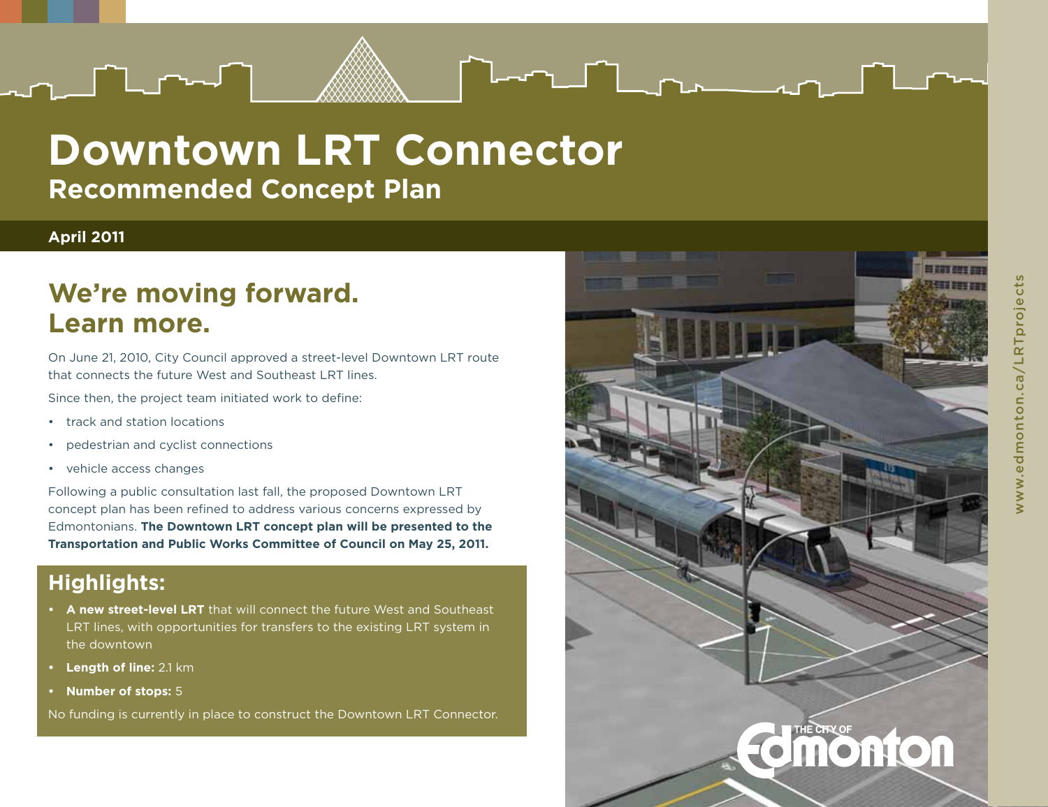# Downtown LRT Connector

## Recommended Concept Plan

**April 2011**

## We're moving forward. Learn more.

On June 21, 2010, City Council approved a street-level Downtown LRT route that connects the future West and Southeast LRT lines.

Since then, the project team initiated work to define:

- track and station locations
- pedestrian and cyclist connections
- vehicle access changes

Following a public consultation last fall, the proposed Downtown LRT concept plan has been refined to address various concerns expressed by Edmontonians. **The Downtown LRT concept plan will be presented to the Transportation and Public Works Committee of Council on May 25, 2011.**

## Highlights:

- **A new street-level LRT** that will connect the future West and Southeast LRT lines, with opportunities for transfers to the existing LRT system in the downtown
- **Length of line:** 2.1 km
- **Number of stops:** 5

No funding is currently in place to construct the Downtown LRT Connector.

THE CITY OF Edmonton

www.edmonton.ca/LRTprojects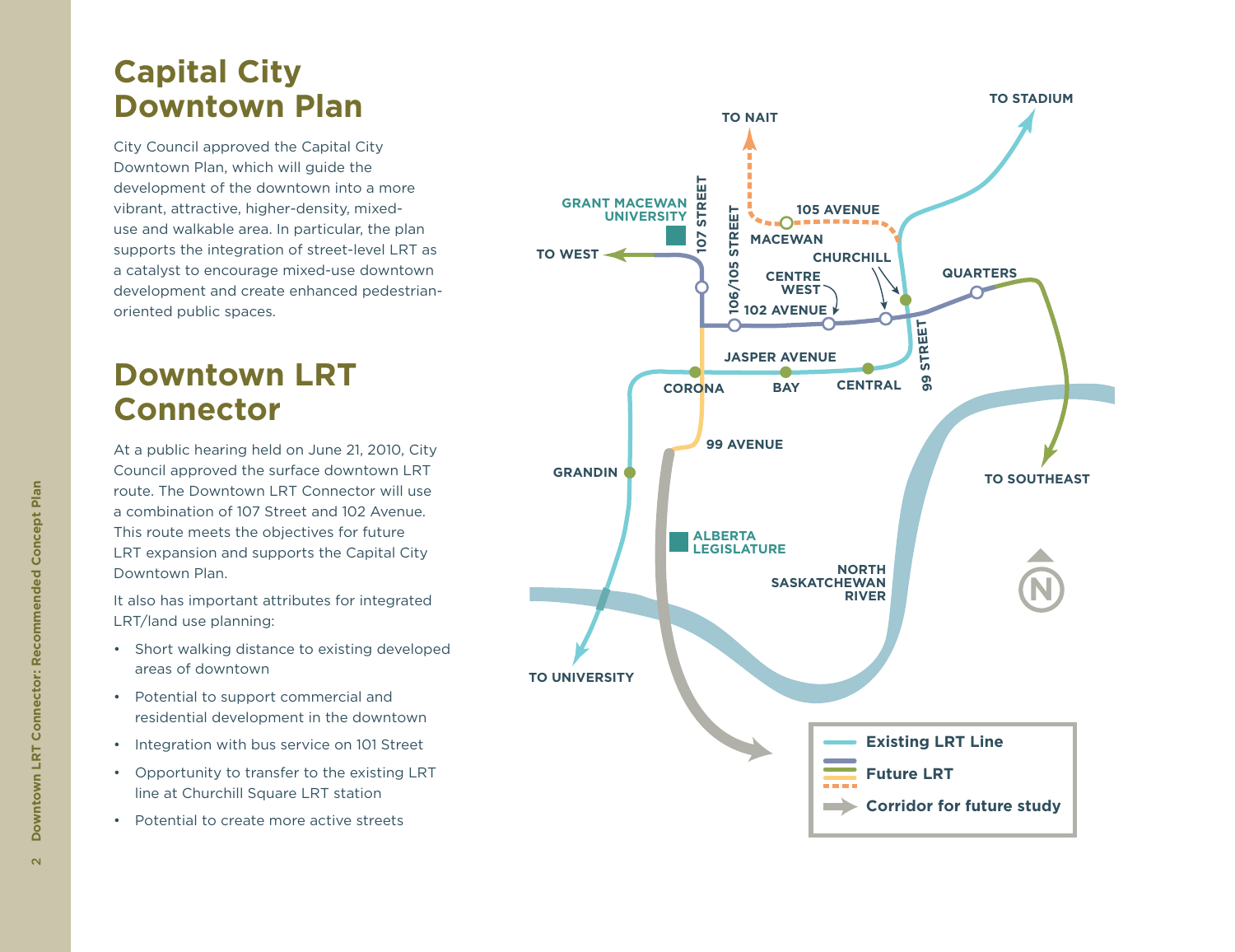# Capital City Downtown Plan

City Council approved the Capital City Downtown Plan, which will guide the development of the downtown into a more vibrant, attractive, higher-density, mixed-use and walkable area. In particular, the plan supports the integration of street-level LRT as a catalyst to encourage mixed-use downtown development and create enhanced pedestrian-oriented public spaces.

# Downtown LRT Connector

At a public hearing held on June 21, 2010, City Council approved the surface downtown LRT route. The Downtown LRT Connector will use a combination of 107 Street and 102 Avenue. This route meets the objectives for future LRT expansion and supports the Capital City Downtown Plan.

It also has important attributes for integrated LRT/land use planning:

- Short walking distance to existing developed areas of downtown
- Potential to support commercial and residential development in the downtown
- Integration with bus service on 101 Street
- Opportunity to transfer to the existing LRT line at Churchill Square LRT station
- Potential to create more active streets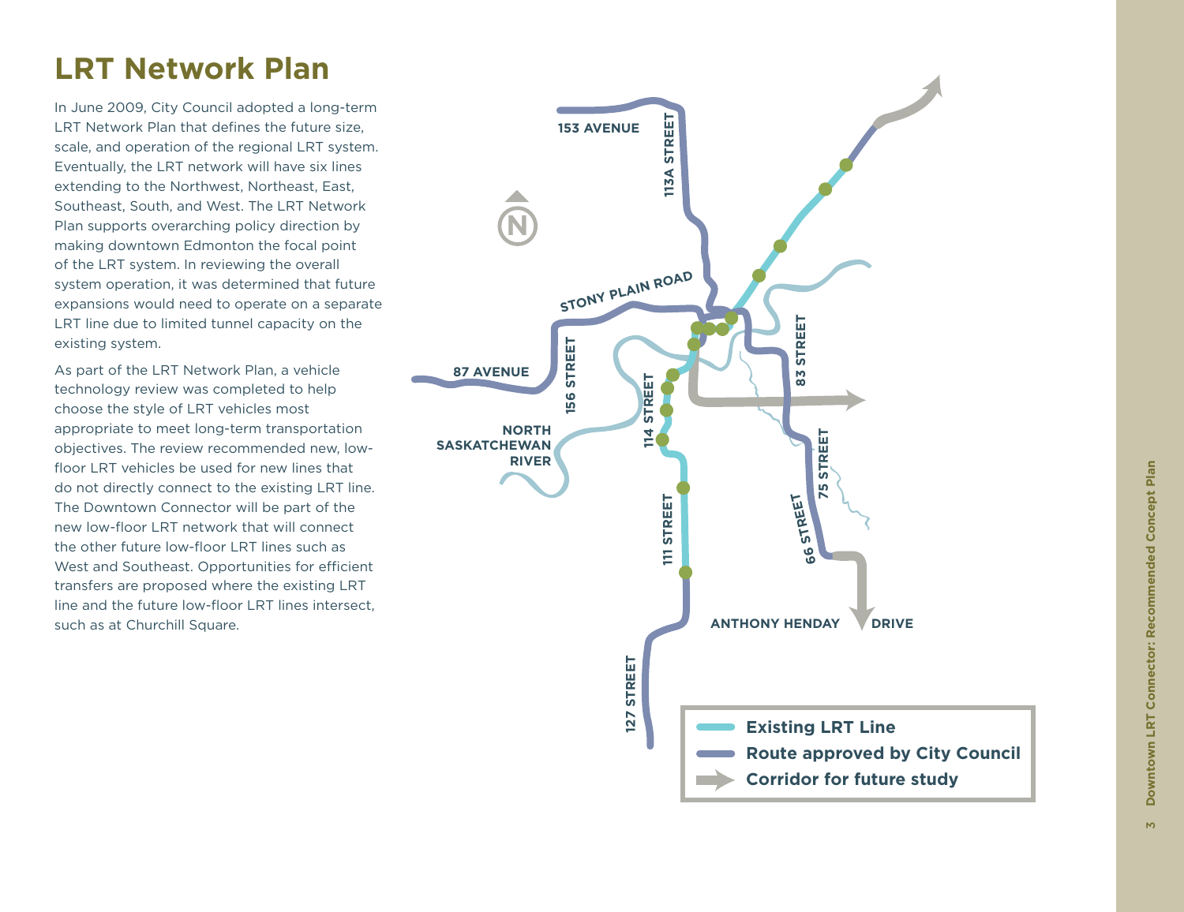# LRT Network Plan

In June 2009, City Council adopted a long-term LRT Network Plan that defines the future size, scale, and operation of the regional LRT system. Eventually, the LRT network will have six lines extending to the Northwest, Northeast, East, Southeast, South, and West. The LRT Network Plan supports overarching policy direction by making downtown Edmonton the focal point of the LRT system. In reviewing the overall system operation, it was determined that future expansions would need to operate on a separate LRT line due to limited tunnel capacity on the existing system.

As part of the LRT Network Plan, a vehicle technology review was completed to help choose the style of LRT vehicles most appropriate to meet long-term transportation objectives. The review recommended new, low-floor LRT vehicles be used for new lines that do not directly connect to the existing LRT line. The Downtown Connector will be part of the new low-floor LRT network that will connect the other future low-floor LRT lines such as West and Southeast. Opportunities for efficient transfers are proposed where the existing LRT line and the future low-floor LRT lines intersect, such as at Churchill Square.

153 AVENUE

113A STREET

STONY PLAIN ROAD

87 AVENUE

156 STREET

NORTH SASKATCHEWAN RIVER

114 STREET

83 STREET

75 STREET

66 STREET

111 STREET

127 STREET

ANTHONY HENDAY DRIVE

- Existing LRT Line
- Route approved by City Council
- Corridor for future study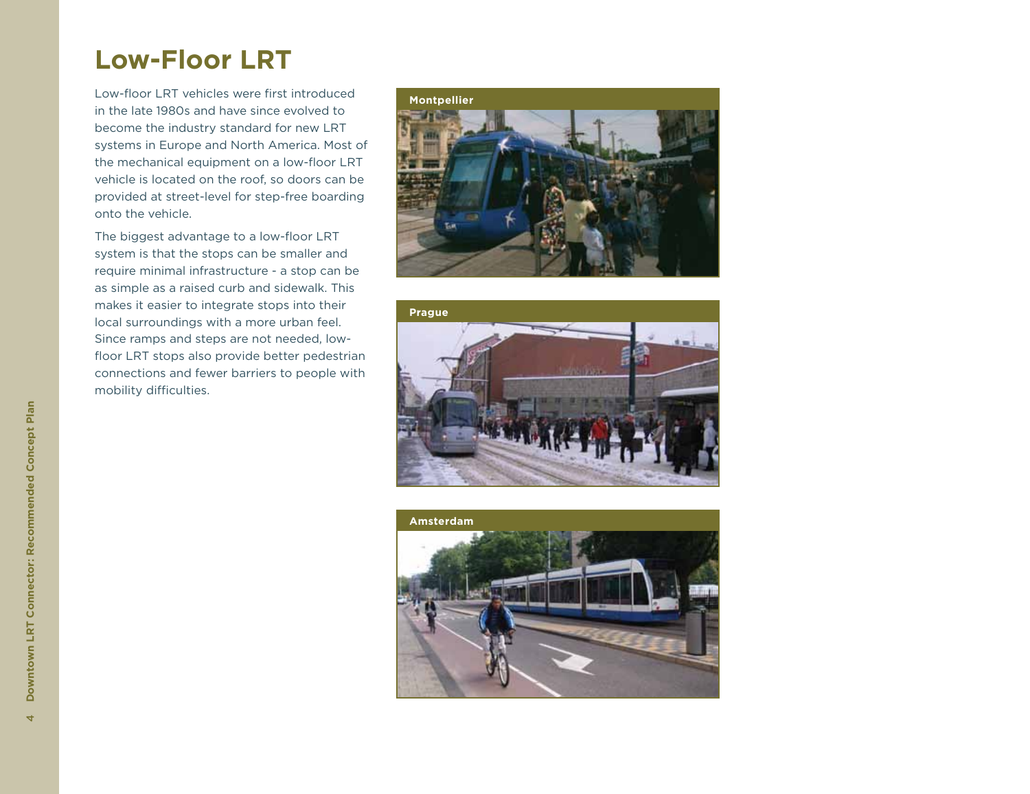# Low-Floor LRT

Low-floor LRT vehicles were first introduced in the late 1980s and have since evolved to become the industry standard for new LRT systems in Europe and North America. Most of the mechanical equipment on a low-floor LRT vehicle is located on the roof, so doors can be provided at street-level for step-free boarding onto the vehicle.

The biggest advantage to a low-floor LRT system is that the stops can be smaller and require minimal infrastructure - a stop can be as simple as a raised curb and sidewalk. This makes it easier to integrate stops into their local surroundings with a more urban feel. Since ramps and steps are not needed, low-floor LRT stops also provide better pedestrian connections and fewer barriers to people with mobility difficulties.

**Montpellier**

**Prague**

**Amsterdam**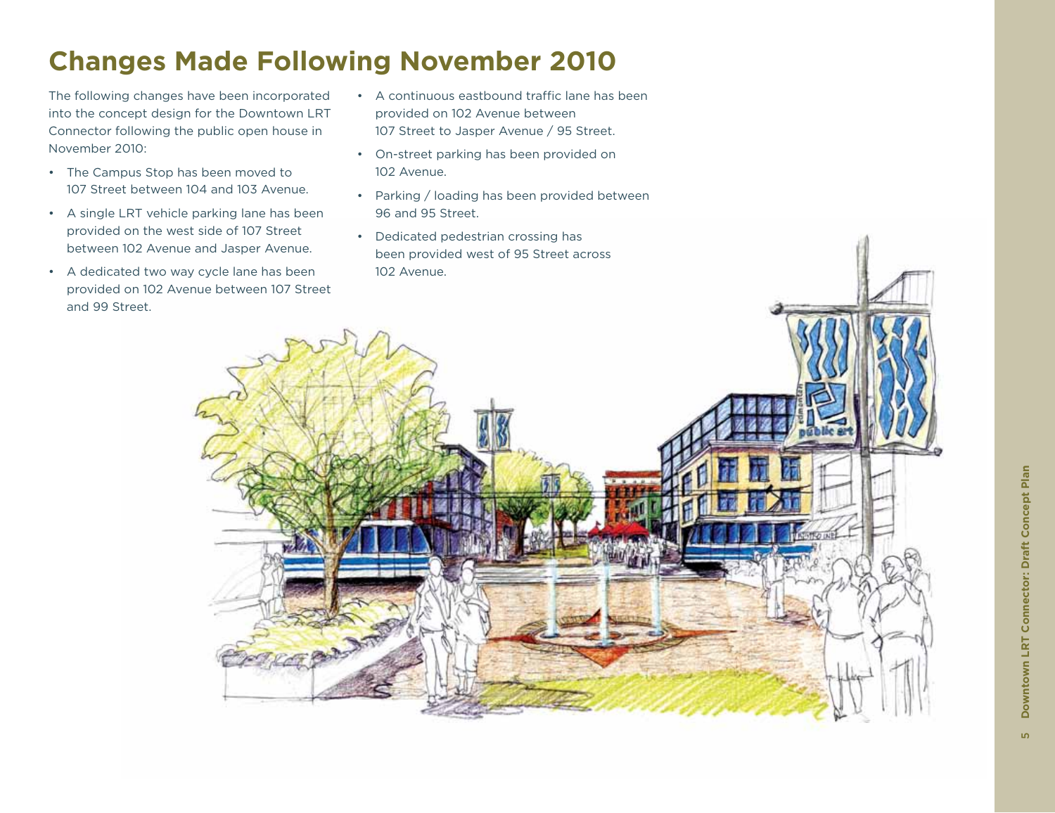# Changes Made Following November 2010

The following changes have been incorporated into the concept design for the Downtown LRT Connector following the public open house in November 2010:

- The Campus Stop has been moved to 107 Street between 104 and 103 Avenue.
- A single LRT vehicle parking lane has been provided on the west side of 107 Street between 102 Avenue and Jasper Avenue.
- A dedicated two way cycle lane has been provided on 102 Avenue between 107 Street and 99 Street.
- A continuous eastbound traffic lane has been provided on 102 Avenue between 107 Street to Jasper Avenue / 95 Street.
- On-street parking has been provided on 102 Avenue.
- Parking / loading has been provided between 96 and 95 Street.
- Dedicated pedestrian crossing has been provided west of 95 Street across 102 Avenue.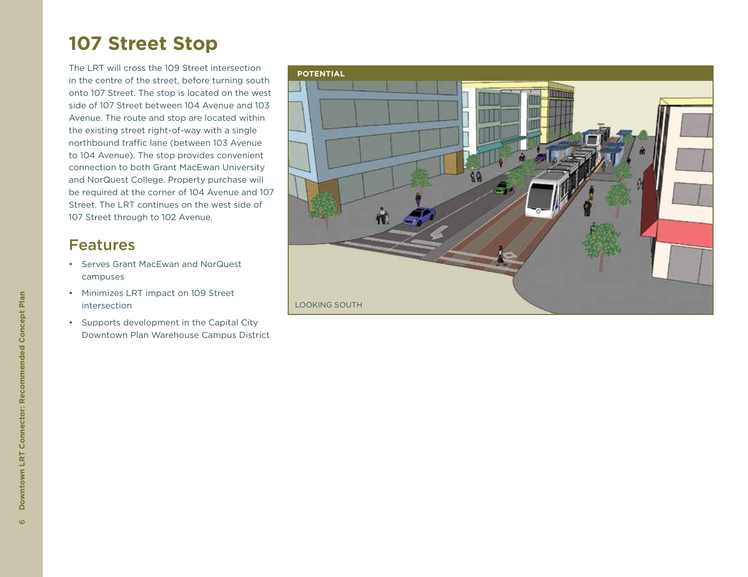# 107 Street Stop

The LRT will cross the 109 Street intersection in the centre of the street, before turning south onto 107 Street. The stop is located on the west side of 107 Street between 104 Avenue and 103 Avenue. The route and stop are located within the existing street right-of-way with a single northbound traffic lane (between 103 Avenue to 104 Avenue). The stop provides convenient connection to both Grant MacEwan University and NorQuest College. Property purchase will be required at the corner of 104 Avenue and 107 Street. The LRT continues on the west side of 107 Street through to 102 Avenue.

## Features

- Serves Grant MacEwan and NorQuest campuses
- Minimizes LRT impact on 109 Street intersection
- Supports development in the Capital City Downtown Plan Warehouse Campus District

**POTENTIAL**

LOOKING SOUTH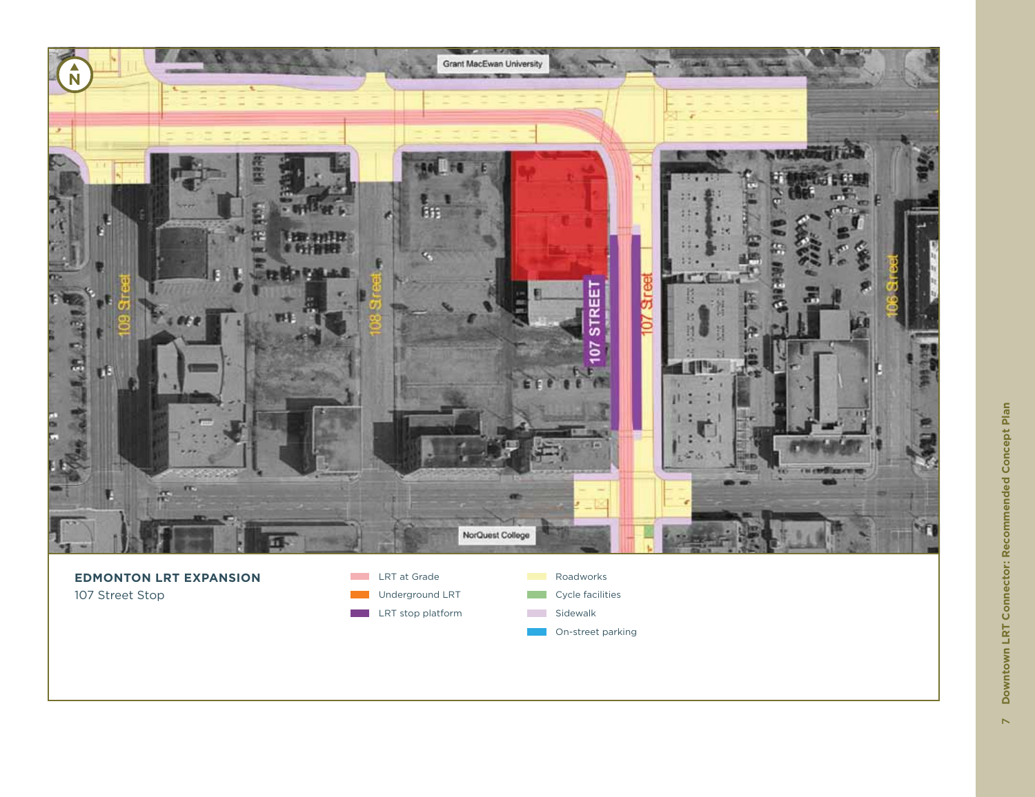**EDMONTON LRT EXPANSION**
107 Street Stop

- LRT at Grade
- Underground LRT
- LRT stop platform
- Roadworks
- Cycle facilities
- Sidewalk
- On-street parking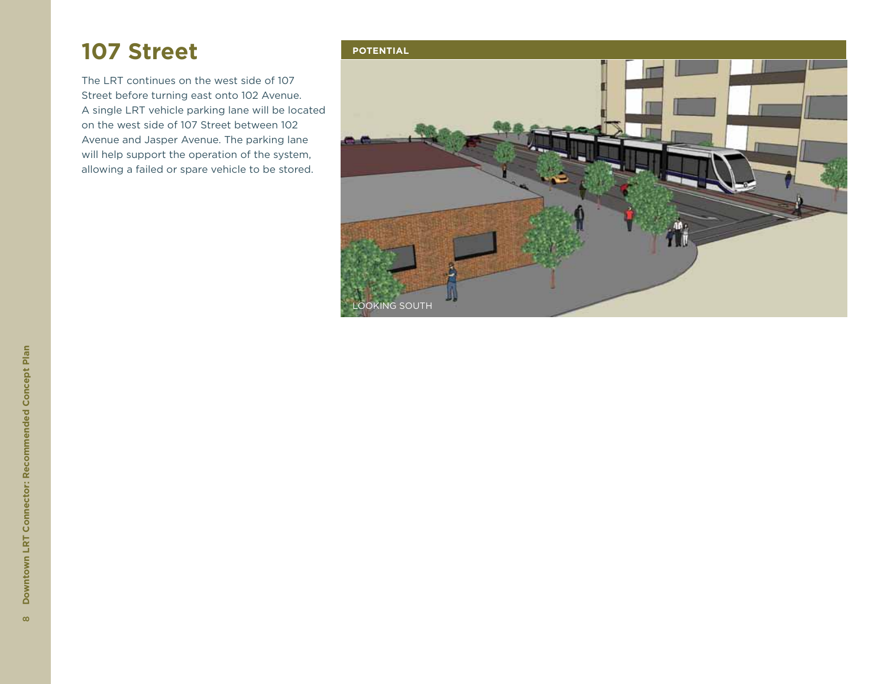# 107 Street

The LRT continues on the west side of 107 Street before turning east onto 102 Avenue. A single LRT vehicle parking lane will be located on the west side of 107 Street between 102 Avenue and Jasper Avenue. The parking lane will help support the operation of the system, allowing a failed or spare vehicle to be stored.

**POTENTIAL**

LOOKING SOUTH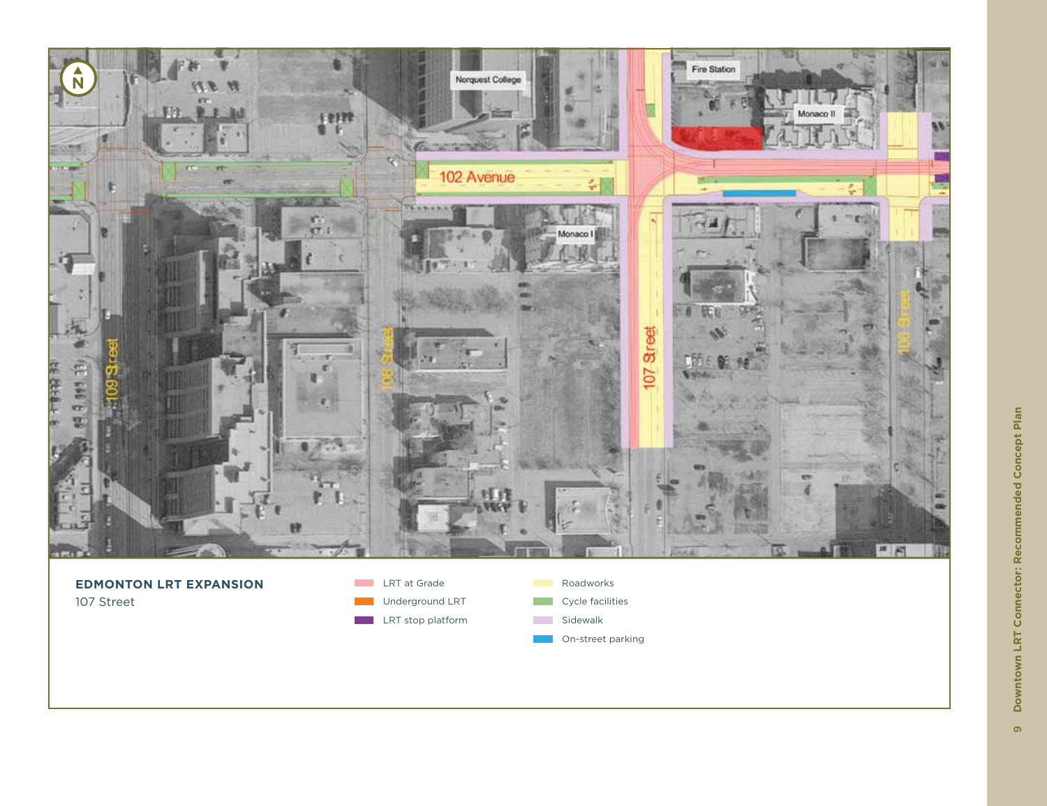**EDMONTON LRT EXPANSION**
107 Street

- LRT at Grade
- Underground LRT
- LRT stop platform
- Roadworks
- Cycle facilities
- Sidewalk
- On-street parking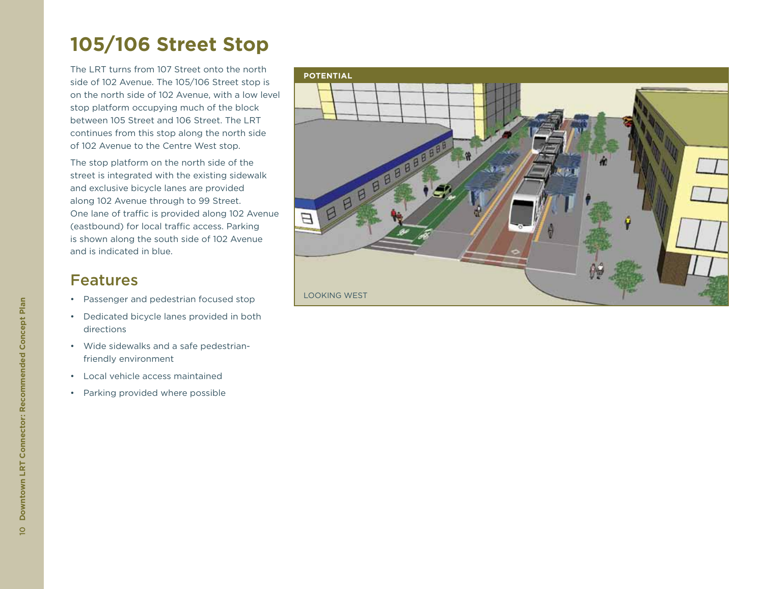# 105/106 Street Stop

The LRT turns from 107 Street onto the north side of 102 Avenue. The 105/106 Street stop is on the north side of 102 Avenue, with a low level stop platform occupying much of the block between 105 Street and 106 Street. The LRT continues from this stop along the north side of 102 Avenue to the Centre West stop.

The stop platform on the north side of the street is integrated with the existing sidewalk and exclusive bicycle lanes are provided along 102 Avenue through to 99 Street. One lane of traffic is provided along 102 Avenue (eastbound) for local traffic access. Parking is shown along the south side of 102 Avenue and is indicated in blue.

## Features

- Passenger and pedestrian focused stop
- Dedicated bicycle lanes provided in both directions
- Wide sidewalks and a safe pedestrian-friendly environment
- Local vehicle access maintained
- Parking provided where possible

POTENTIAL

LOOKING WEST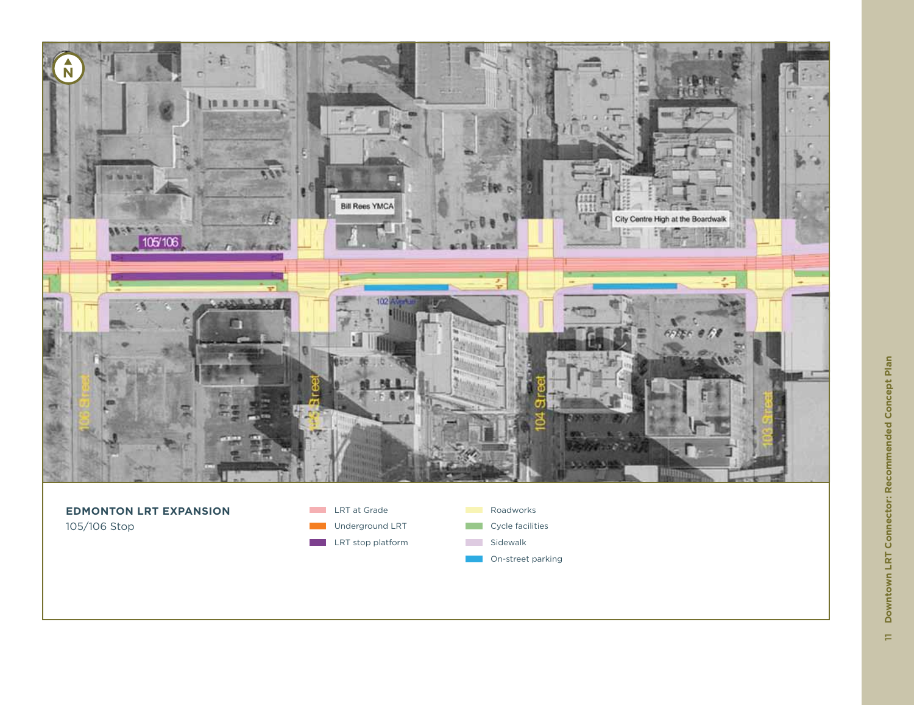**EDMONTON LRT EXPANSION**

105/106 Stop

- LRT at Grade
- Underground LRT
- LRT stop platform
- Roadworks
- Cycle facilities
- Sidewalk
- On-street parking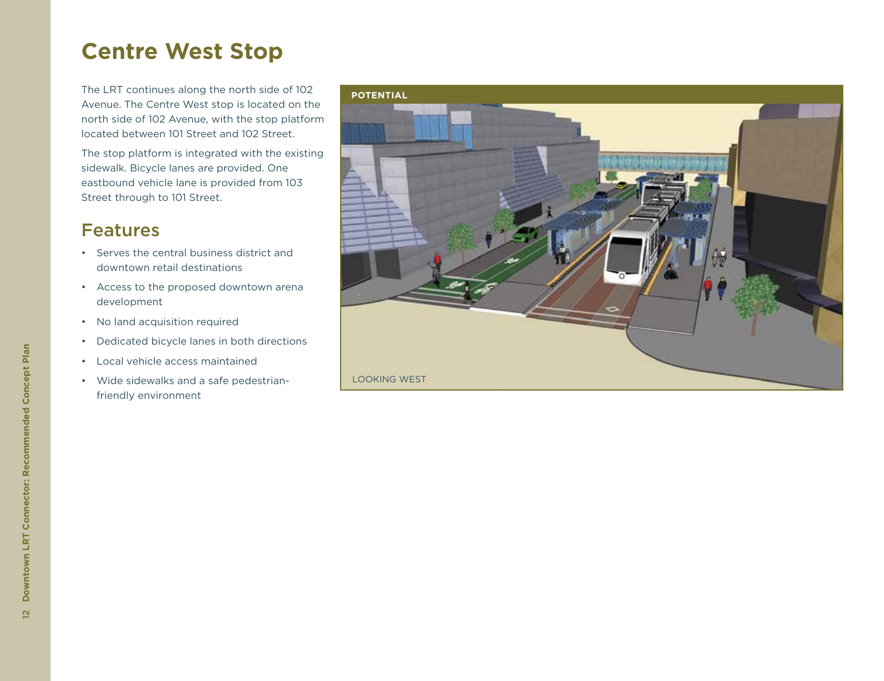# Centre West Stop

The LRT continues along the north side of 102 Avenue. The Centre West stop is located on the north side of 102 Avenue, with the stop platform located between 101 Street and 102 Street.

The stop platform is integrated with the existing sidewalk. Bicycle lanes are provided. One eastbound vehicle lane is provided from 103 Street through to 101 Street.

## Features

- Serves the central business district and downtown retail destinations
- Access to the proposed downtown arena development
- No land acquisition required
- Dedicated bicycle lanes in both directions
- Local vehicle access maintained
- Wide sidewalks and a safe pedestrian-friendly environment

POTENTIAL

LOOKING WEST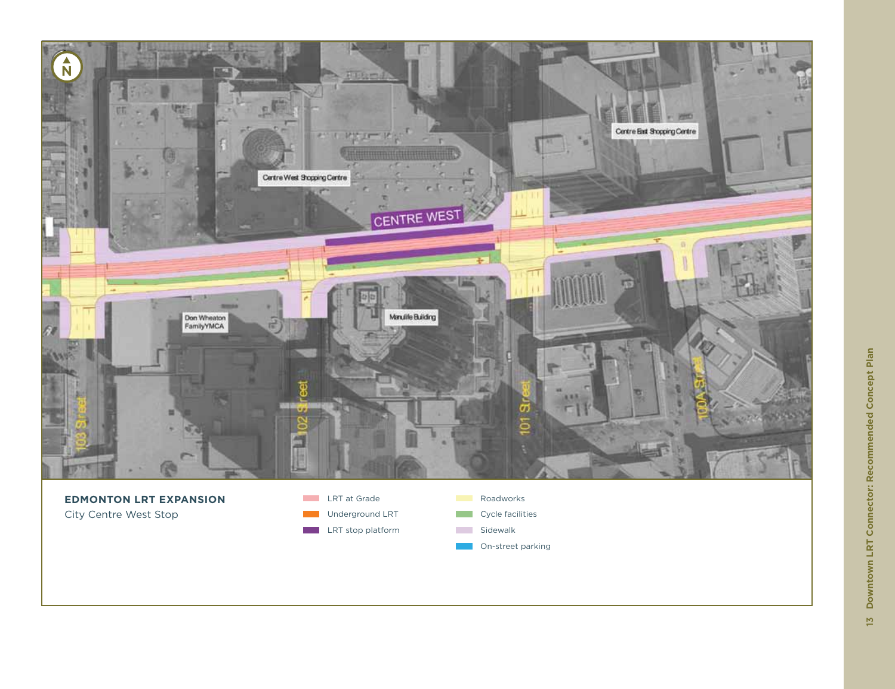**EDMONTON LRT EXPANSION**

City Centre West Stop

- LRT at Grade
- Underground LRT
- LRT stop platform
- Roadworks
- Cycle facilities
- Sidewalk
- On-street parking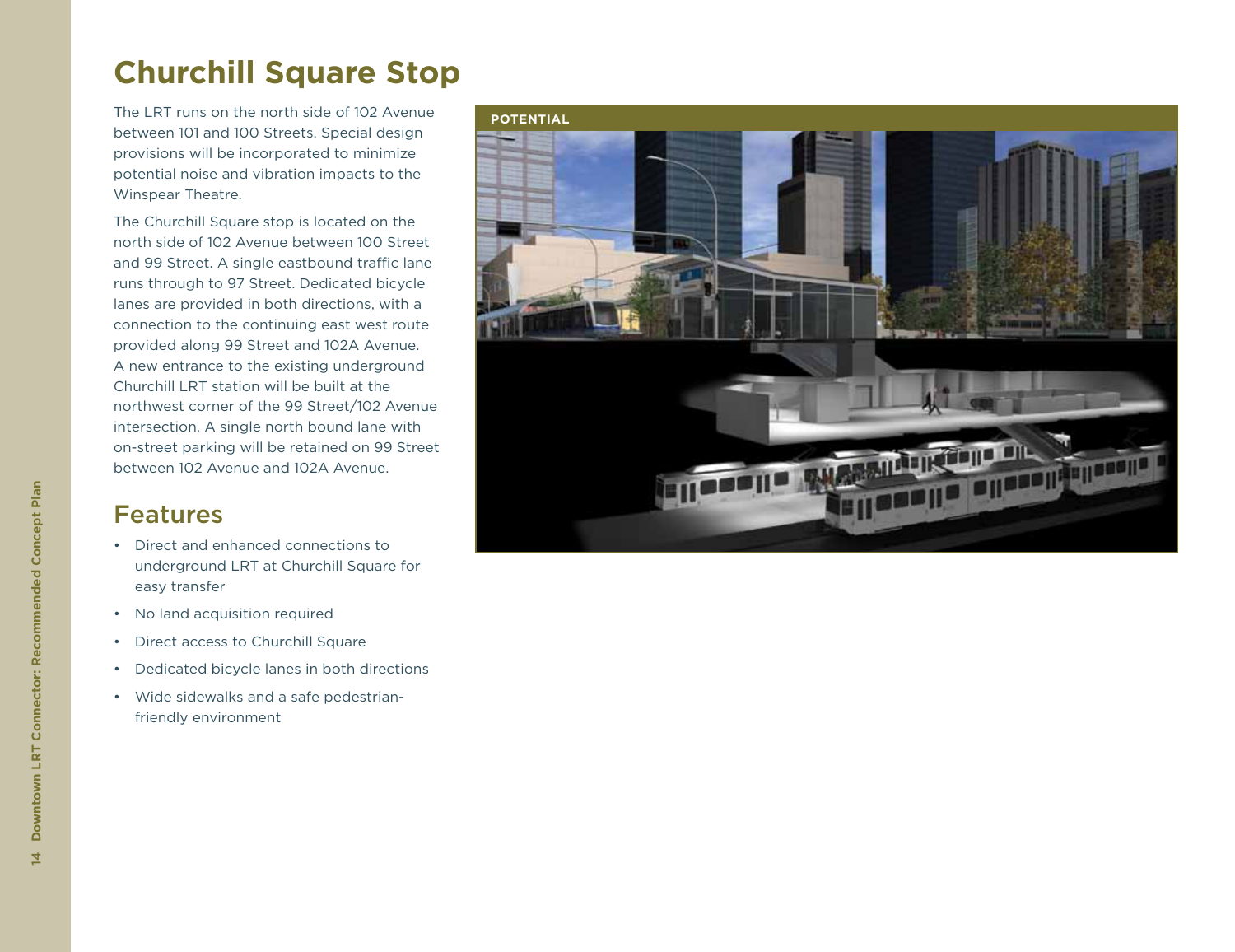# Churchill Square Stop

The LRT runs on the north side of 102 Avenue between 101 and 100 Streets. Special design provisions will be incorporated to minimize potential noise and vibration impacts to the Winspear Theatre.

The Churchill Square stop is located on the north side of 102 Avenue between 100 Street and 99 Street. A single eastbound traffic lane runs through to 97 Street. Dedicated bicycle lanes are provided in both directions, with a connection to the continuing east west route provided along 99 Street and 102A Avenue. A new entrance to the existing underground Churchill LRT station will be built at the northwest corner of the 99 Street/102 Avenue intersection. A single north bound lane with on-street parking will be retained on 99 Street between 102 Avenue and 102A Avenue.

## Features

- Direct and enhanced connections to underground LRT at Churchill Square for easy transfer
- No land acquisition required
- Direct access to Churchill Square
- Dedicated bicycle lanes in both directions
- Wide sidewalks and a safe pedestrian-friendly environment

**POTENTIAL**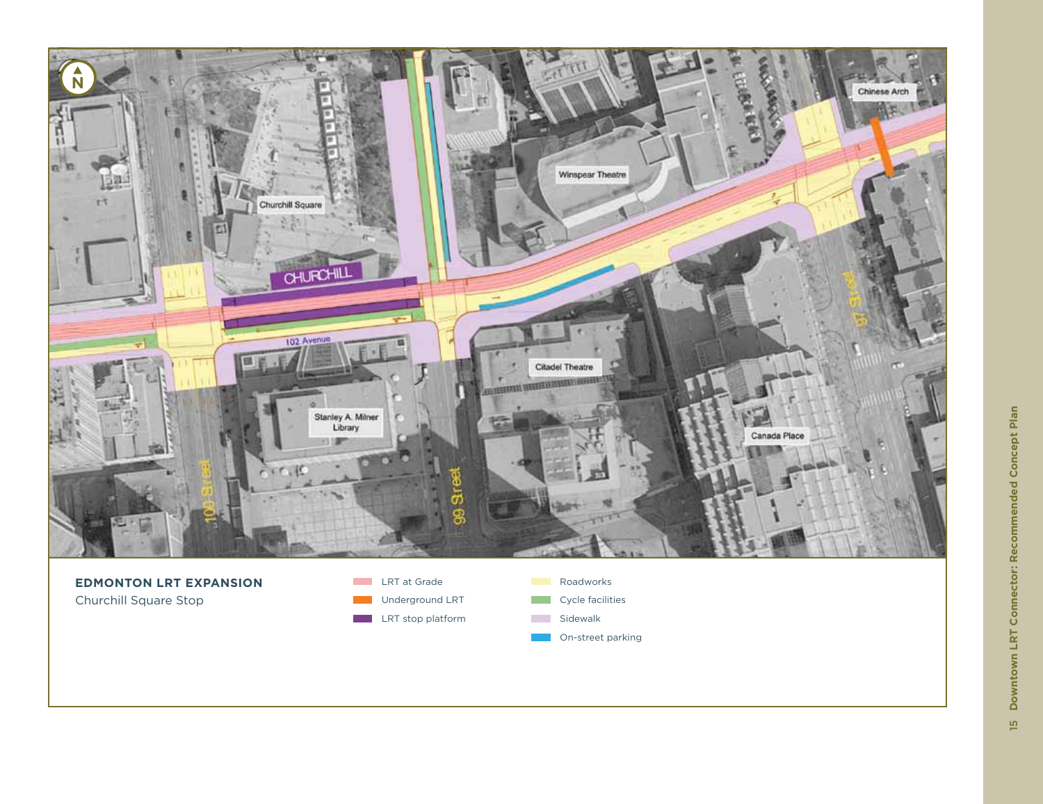**EDMONTON LRT EXPANSION**
Churchill Square Stop

- LRT at Grade
- Underground LRT
- LRT stop platform
- Roadworks
- Cycle facilities
- Sidewalk
- On-street parking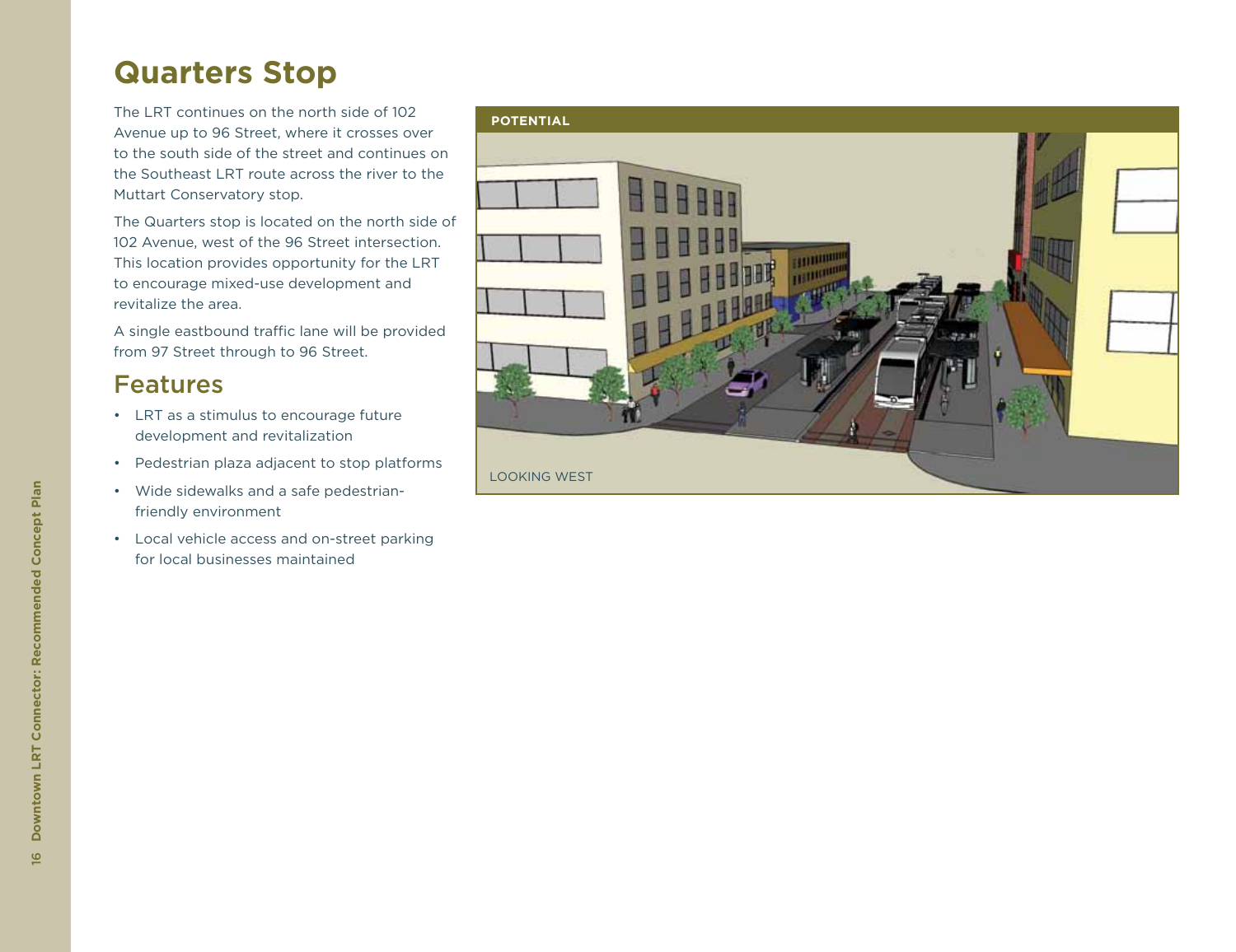# Quarters Stop

The LRT continues on the north side of 102 Avenue up to 96 Street, where it crosses over to the south side of the street and continues on the Southeast LRT route across the river to the Muttart Conservatory stop.

The Quarters stop is located on the north side of 102 Avenue, west of the 96 Street intersection. This location provides opportunity for the LRT to encourage mixed-use development and revitalize the area.

A single eastbound traffic lane will be provided from 97 Street through to 96 Street.

## Features

- LRT as a stimulus to encourage future development and revitalization
- Pedestrian plaza adjacent to stop platforms
- Wide sidewalks and a safe pedestrian-friendly environment
- Local vehicle access and on-street parking for local businesses maintained

**POTENTIAL**

LOOKING WEST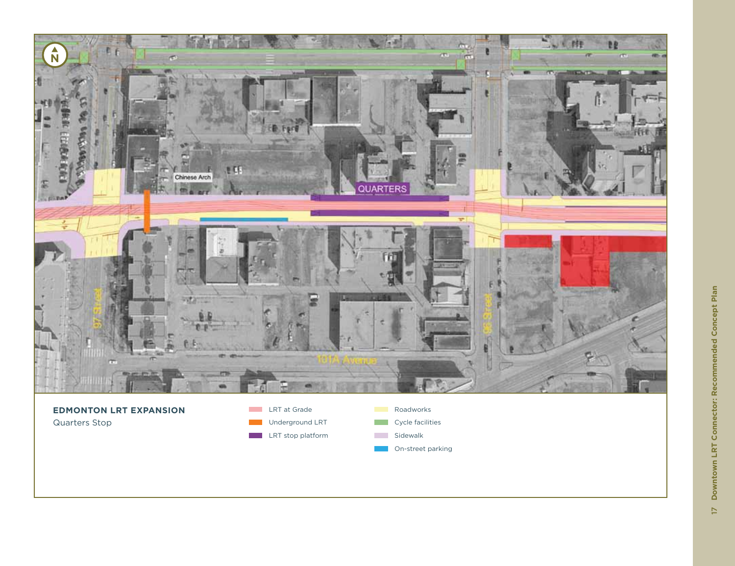**EDMONTON LRT EXPANSION**

Quarters Stop

- LRT at Grade
- Underground LRT
- LRT stop platform
- Roadworks
- Cycle facilities
- Sidewalk
- On-street parking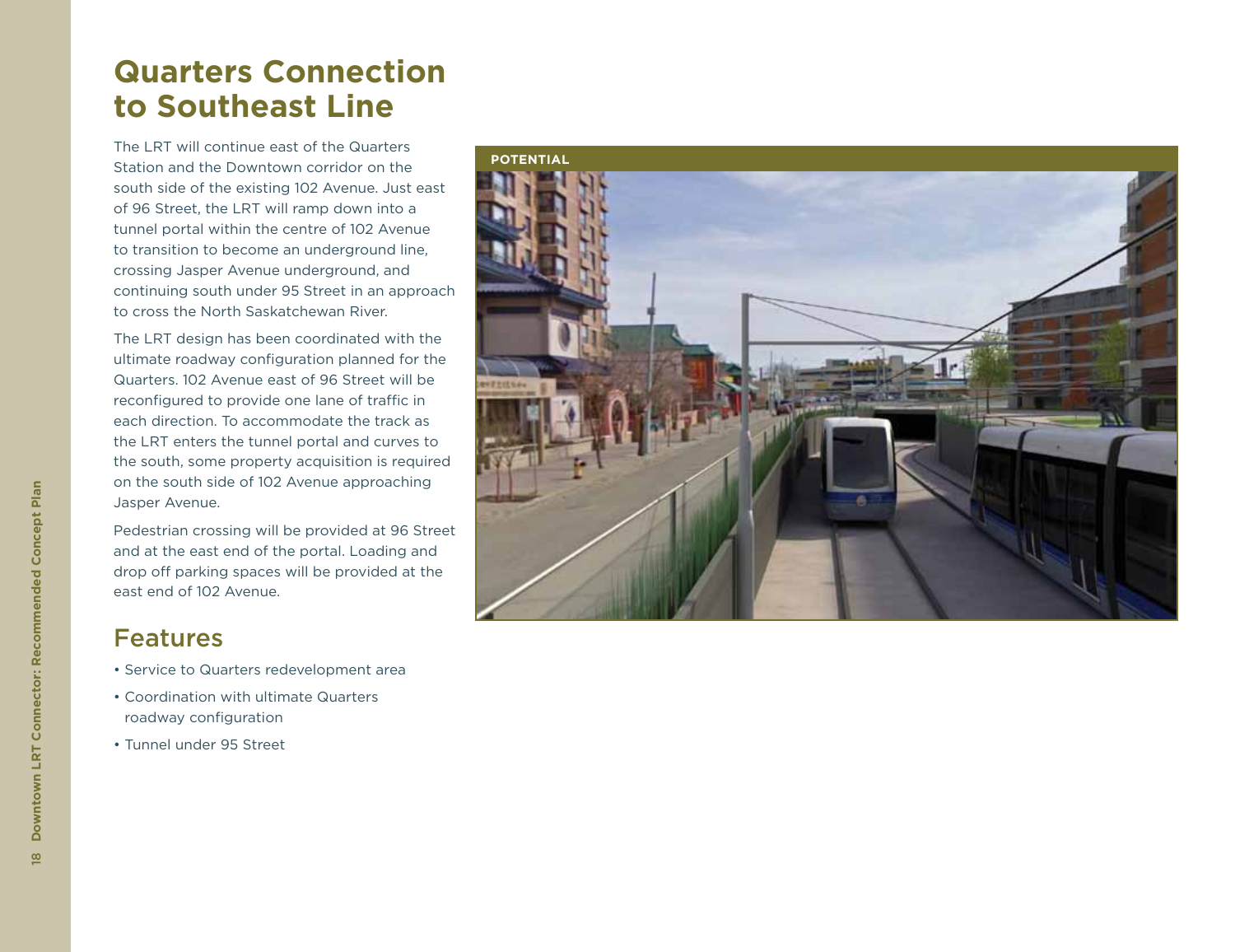# Quarters Connection to Southeast Line

The LRT will continue east of the Quarters Station and the Downtown corridor on the south side of the existing 102 Avenue. Just east of 96 Street, the LRT will ramp down into a tunnel portal within the centre of 102 Avenue to transition to become an underground line, crossing Jasper Avenue underground, and continuing south under 95 Street in an approach to cross the North Saskatchewan River.

The LRT design has been coordinated with the ultimate roadway configuration planned for the Quarters. 102 Avenue east of 96 Street will be reconfigured to provide one lane of traffic in each direction. To accommodate the track as the LRT enters the tunnel portal and curves to the south, some property acquisition is required on the south side of 102 Avenue approaching Jasper Avenue.

Pedestrian crossing will be provided at 96 Street and at the east end of the portal. Loading and drop off parking spaces will be provided at the east end of 102 Avenue.

## Features

- Service to Quarters redevelopment area
- Coordination with ultimate Quarters roadway configuration
- Tunnel under 95 Street

POTENTIAL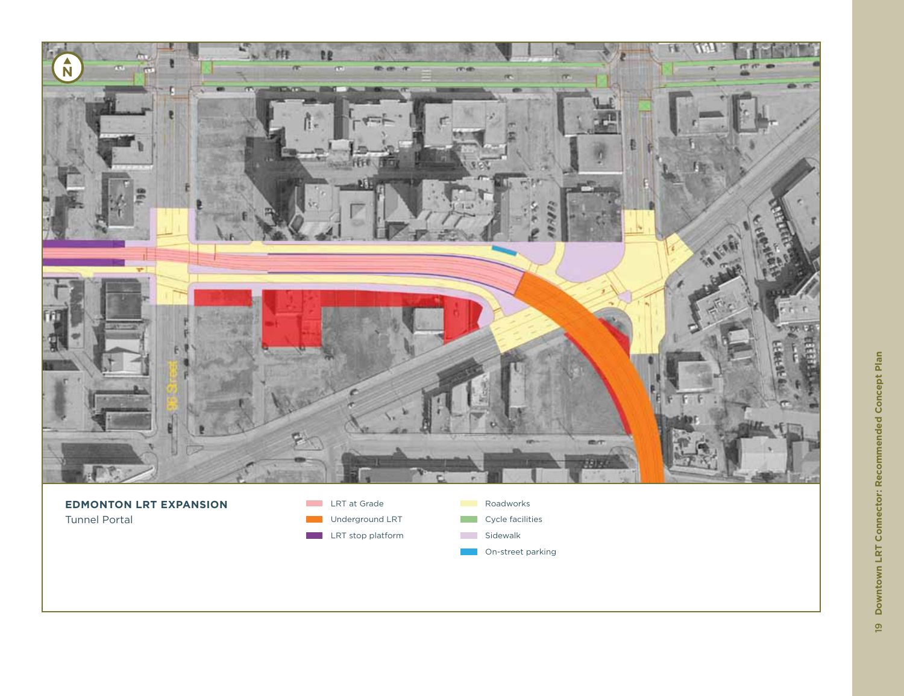**EDMONTON LRT EXPANSION**

Tunnel Portal

- LRT at Grade
- Underground LRT
- LRT stop platform
- Roadworks
- Cycle facilities
- Sidewalk
- On-street parking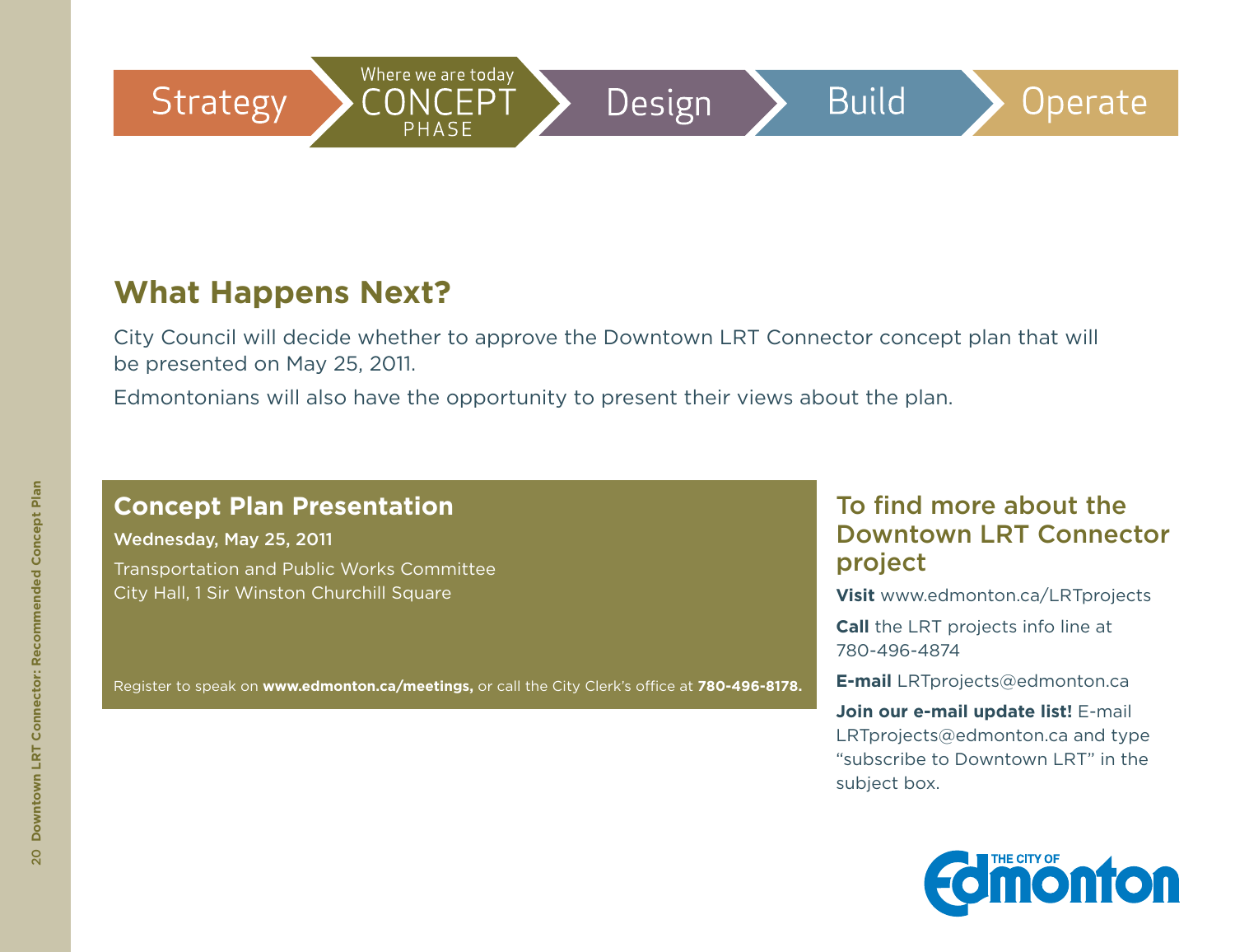Strategy — Where we are today CONCEPT PHASE — Design — Build — Operate

## What Happens Next?

City Council will decide whether to approve the Downtown LRT Connector concept plan that will be presented on May 25, 2011.

Edmontonians will also have the opportunity to present their views about the plan.

### Concept Plan Presentation

**Wednesday, May 25, 2011**

Transportation and Public Works Committee
City Hall, 1 Sir Winston Churchill Square

Register to speak on **www.edmonton.ca/meetings,** or call the City Clerk's office at **780-496-8178.**

### To find more about the Downtown LRT Connector project

**Visit** www.edmonton.ca/LRTprojects

**Call** the LRT projects info line at 780-496-4874

**E-mail** LRTprojects@edmonton.ca

**Join our e-mail update list!** E-mail LRTprojects@edmonton.ca and type "subscribe to Downtown LRT" in the subject box.

THE CITY OF Edmonton